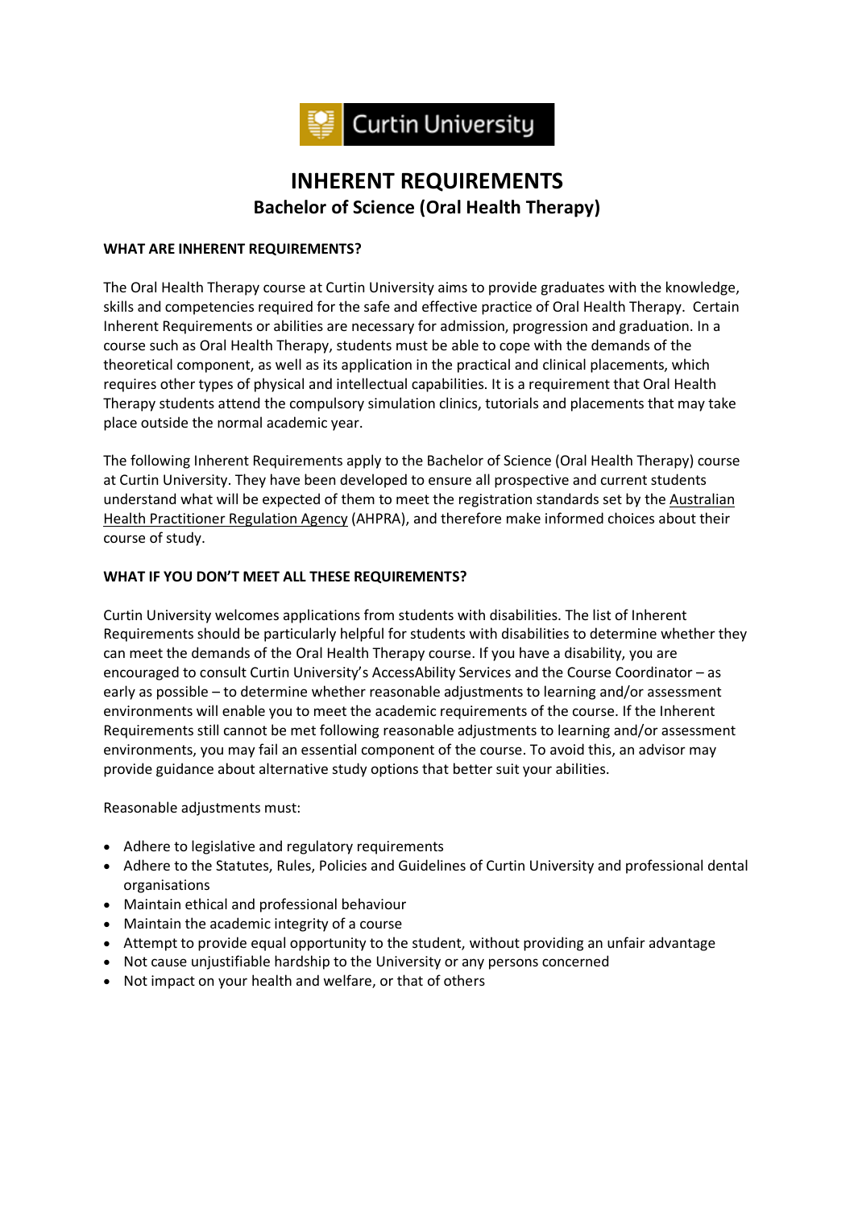Curtin University

# INHERENT REQUIREMENTS

## Bachelor of Science (Oral Health Therapy)

**WHAT ARE INHERENT REQUIREMENTS?**

The Oral Health Therapy course at Curtin University aims to provide graduates with the knowledge, skills and competencies required for the safe and effective practice of Oral Health Therapy. Certain Inherent Requirements or abilities are necessary for admission, progression and graduation. In a course such as Oral Health Therapy, students must be able to cope with the demands of the theoretical component, as well as its application in the practical and clinical placements, which requires other types of physical and intellectual capabilities. It is a requirement that Oral Health Therapy students attend the compulsory simulation clinics, tutorials and placements that may take place outside the normal academic year.

The following Inherent Requirements apply to the Bachelor of Science (Oral Health Therapy) course at Curtin University. They have been developed to ensure all prospective and current students understand what will be expected of them to meet the registration standards set by the Australian Health Practitioner Regulation Agency (AHPRA), and therefore make informed choices about their course of study.

**WHAT IF YOU DON'T MEET ALL THESE REQUIREMENTS?**

Curtin University welcomes applications from students with disabilities. The list of Inherent Requirements should be particularly helpful for students with disabilities to determine whether they can meet the demands of the Oral Health Therapy course. If you have a disability, you are encouraged to consult Curtin University's AccessAbility Services and the Course Coordinator – as early as possible – to determine whether reasonable adjustments to learning and/or assessment environments will enable you to meet the academic requirements of the course. If the Inherent Requirements still cannot be met following reasonable adjustments to learning and/or assessment environments, you may fail an essential component of the course. To avoid this, an advisor may provide guidance about alternative study options that better suit your abilities.

Reasonable adjustments must:

- Adhere to legislative and regulatory requirements
- Adhere to the Statutes, Rules, Policies and Guidelines of Curtin University and professional dental organisations
- Maintain ethical and professional behaviour
- Maintain the academic integrity of a course
- Attempt to provide equal opportunity to the student, without providing an unfair advantage
- Not cause unjustifiable hardship to the University or any persons concerned
- Not impact on your health and welfare, or that of others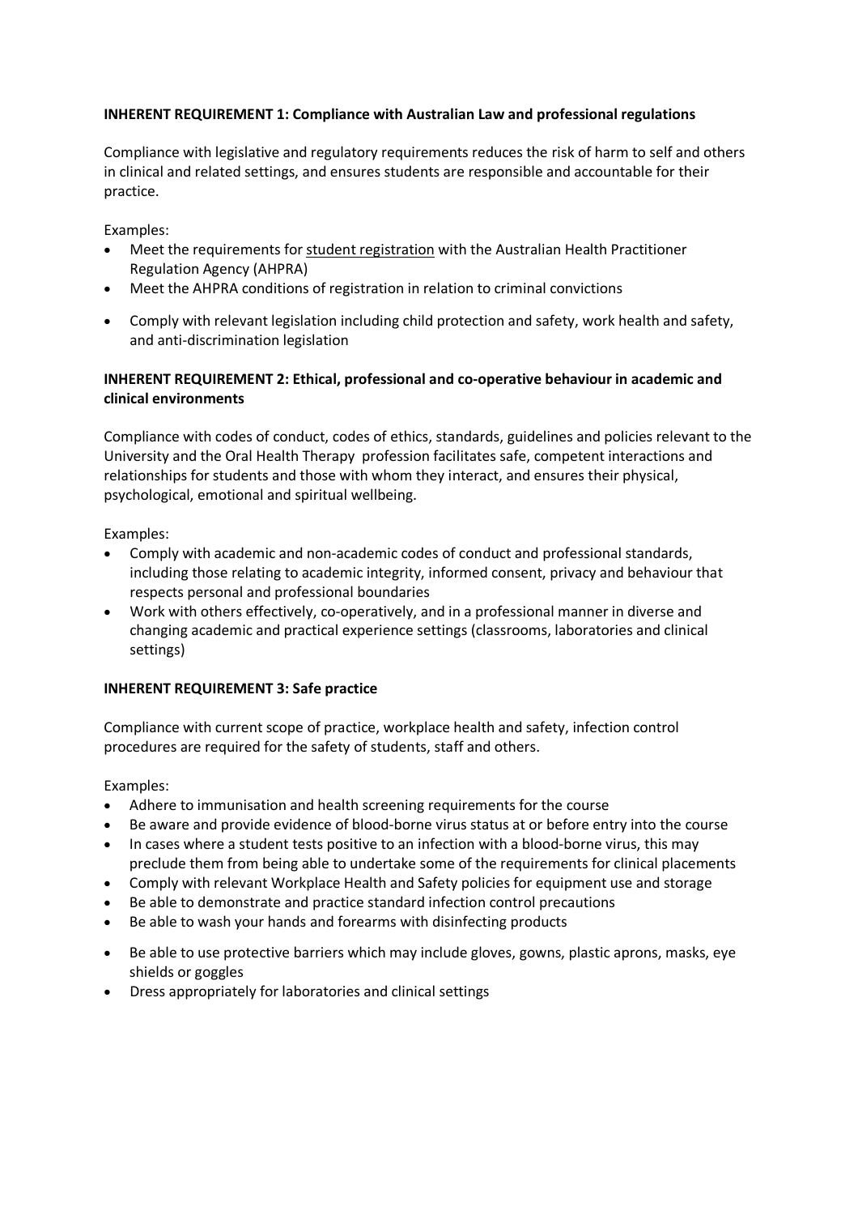**INHERENT REQUIREMENT 1: Compliance with Australian Law and professional regulations**

Compliance with legislative and regulatory requirements reduces the risk of harm to self and others in clinical and related settings, and ensures students are responsible and accountable for their practice.

Examples:

- Meet the requirements for student registration with the Australian Health Practitioner Regulation Agency (AHPRA)
- Meet the AHPRA conditions of registration in relation to criminal convictions
- Comply with relevant legislation including child protection and safety, work health and safety, and anti-discrimination legislation

**INHERENT REQUIREMENT 2: Ethical, professional and co-operative behaviour in academic and clinical environments**

Compliance with codes of conduct, codes of ethics, standards, guidelines and policies relevant to the University and the Oral Health Therapy profession facilitates safe, competent interactions and relationships for students and those with whom they interact, and ensures their physical, psychological, emotional and spiritual wellbeing.

Examples:

- Comply with academic and non-academic codes of conduct and professional standards, including those relating to academic integrity, informed consent, privacy and behaviour that respects personal and professional boundaries
- Work with others effectively, co-operatively, and in a professional manner in diverse and changing academic and practical experience settings (classrooms, laboratories and clinical settings)

**INHERENT REQUIREMENT 3: Safe practice**

Compliance with current scope of practice, workplace health and safety, infection control procedures are required for the safety of students, staff and others.

Examples:

- Adhere to immunisation and health screening requirements for the course
- Be aware and provide evidence of blood-borne virus status at or before entry into the course
- In cases where a student tests positive to an infection with a blood-borne virus, this may preclude them from being able to undertake some of the requirements for clinical placements
- Comply with relevant Workplace Health and Safety policies for equipment use and storage
- Be able to demonstrate and practice standard infection control precautions
- Be able to wash your hands and forearms with disinfecting products
- Be able to use protective barriers which may include gloves, gowns, plastic aprons, masks, eye shields or goggles
- Dress appropriately for laboratories and clinical settings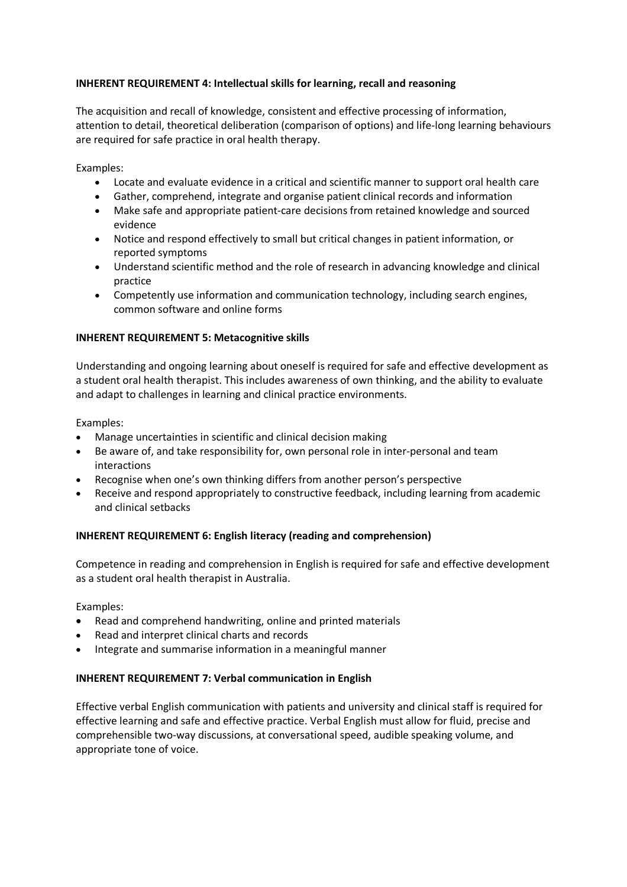**INHERENT REQUIREMENT 4: Intellectual skills for learning, recall and reasoning**

The acquisition and recall of knowledge, consistent and effective processing of information, attention to detail, theoretical deliberation (comparison of options) and life-long learning behaviours are required for safe practice in oral health therapy.

Examples:

- Locate and evaluate evidence in a critical and scientific manner to support oral health care
- Gather, comprehend, integrate and organise patient clinical records and information
- Make safe and appropriate patient-care decisions from retained knowledge and sourced evidence
- Notice and respond effectively to small but critical changes in patient information, or reported symptoms
- Understand scientific method and the role of research in advancing knowledge and clinical practice
- Competently use information and communication technology, including search engines, common software and online forms

**INHERENT REQUIREMENT 5: Metacognitive skills**

Understanding and ongoing learning about oneself is required for safe and effective development as a student oral health therapist. This includes awareness of own thinking, and the ability to evaluate and adapt to challenges in learning and clinical practice environments.

Examples:

- Manage uncertainties in scientific and clinical decision making
- Be aware of, and take responsibility for, own personal role in inter-personal and team interactions
- Recognise when one's own thinking differs from another person's perspective
- Receive and respond appropriately to constructive feedback, including learning from academic and clinical setbacks

**INHERENT REQUIREMENT 6: English literacy (reading and comprehension)**

Competence in reading and comprehension in English is required for safe and effective development as a student oral health therapist in Australia.

Examples:

- Read and comprehend handwriting, online and printed materials
- Read and interpret clinical charts and records
- Integrate and summarise information in a meaningful manner

**INHERENT REQUIREMENT 7: Verbal communication in English**

Effective verbal English communication with patients and university and clinical staff is required for effective learning and safe and effective practice. Verbal English must allow for fluid, precise and comprehensible two-way discussions, at conversational speed, audible speaking volume, and appropriate tone of voice.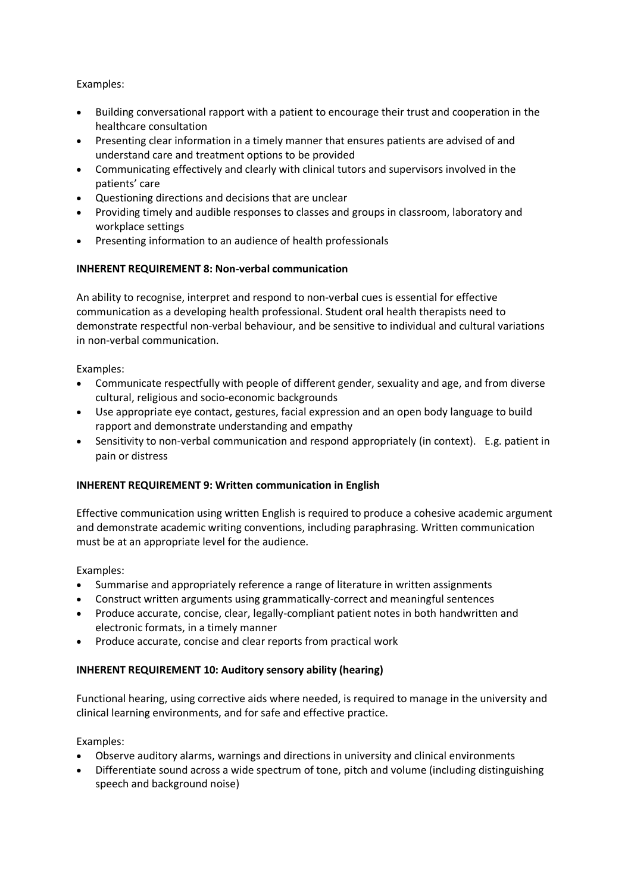Examples:

- Building conversational rapport with a patient to encourage their trust and cooperation in the healthcare consultation
- Presenting clear information in a timely manner that ensures patients are advised of and understand care and treatment options to be provided
- Communicating effectively and clearly with clinical tutors and supervisors involved in the patients' care
- Questioning directions and decisions that are unclear
- Providing timely and audible responses to classes and groups in classroom, laboratory and workplace settings
- Presenting information to an audience of health professionals

**INHERENT REQUIREMENT 8: Non-verbal communication**

An ability to recognise, interpret and respond to non-verbal cues is essential for effective communication as a developing health professional. Student oral health therapists need to demonstrate respectful non-verbal behaviour, and be sensitive to individual and cultural variations in non-verbal communication.

Examples:

- Communicate respectfully with people of different gender, sexuality and age, and from diverse cultural, religious and socio-economic backgrounds
- Use appropriate eye contact, gestures, facial expression and an open body language to build rapport and demonstrate understanding and empathy
- Sensitivity to non-verbal communication and respond appropriately (in context). E.g. patient in pain or distress

**INHERENT REQUIREMENT 9: Written communication in English**

Effective communication using written English is required to produce a cohesive academic argument and demonstrate academic writing conventions, including paraphrasing. Written communication must be at an appropriate level for the audience.

Examples:

- Summarise and appropriately reference a range of literature in written assignments
- Construct written arguments using grammatically-correct and meaningful sentences
- Produce accurate, concise, clear, legally-compliant patient notes in both handwritten and electronic formats, in a timely manner
- Produce accurate, concise and clear reports from practical work

**INHERENT REQUIREMENT 10: Auditory sensory ability (hearing)**

Functional hearing, using corrective aids where needed, is required to manage in the university and clinical learning environments, and for safe and effective practice.

Examples:

- Observe auditory alarms, warnings and directions in university and clinical environments
- Differentiate sound across a wide spectrum of tone, pitch and volume (including distinguishing speech and background noise)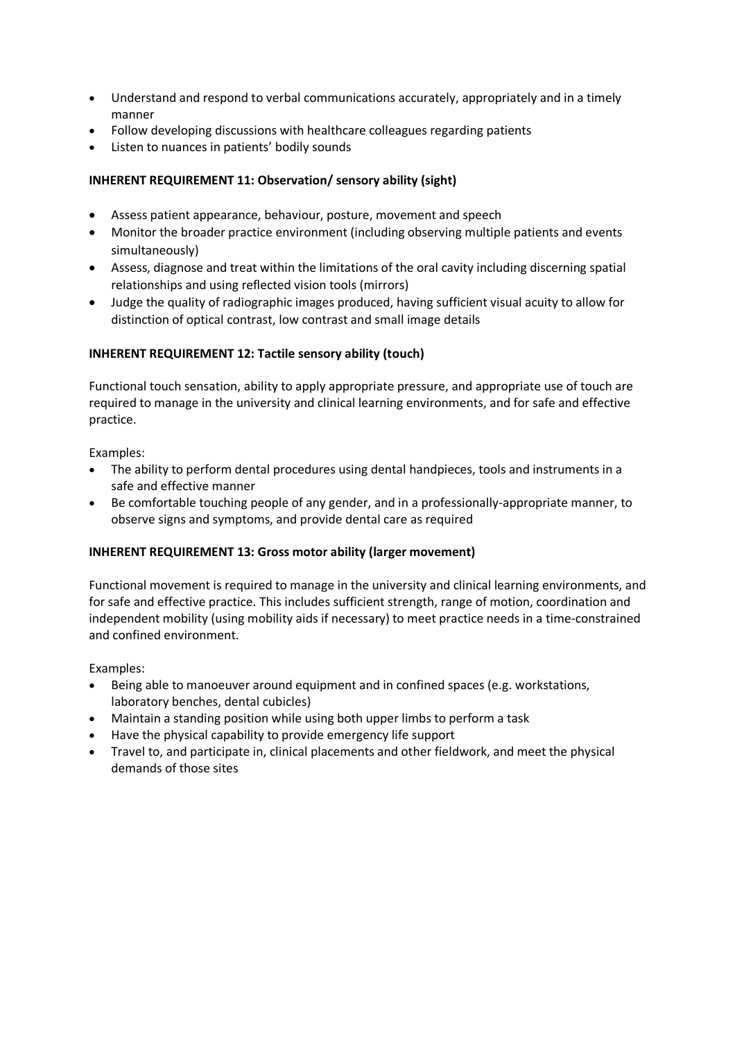- Understand and respond to verbal communications accurately, appropriately and in a timely manner
- Follow developing discussions with healthcare colleagues regarding patients
- Listen to nuances in patients' bodily sounds

**INHERENT REQUIREMENT 11: Observation/ sensory ability (sight)**

- Assess patient appearance, behaviour, posture, movement and speech
- Monitor the broader practice environment (including observing multiple patients and events simultaneously)
- Assess, diagnose and treat within the limitations of the oral cavity including discerning spatial relationships and using reflected vision tools (mirrors)
- Judge the quality of radiographic images produced, having sufficient visual acuity to allow for distinction of optical contrast, low contrast and small image details

**INHERENT REQUIREMENT 12: Tactile sensory ability (touch)**

Functional touch sensation, ability to apply appropriate pressure, and appropriate use of touch are required to manage in the university and clinical learning environments, and for safe and effective practice.

Examples:

- The ability to perform dental procedures using dental handpieces, tools and instruments in a safe and effective manner
- Be comfortable touching people of any gender, and in a professionally-appropriate manner, to observe signs and symptoms, and provide dental care as required

**INHERENT REQUIREMENT 13: Gross motor ability (larger movement)**

Functional movement is required to manage in the university and clinical learning environments, and for safe and effective practice. This includes sufficient strength, range of motion, coordination and independent mobility (using mobility aids if necessary) to meet practice needs in a time-constrained and confined environment.

Examples:

- Being able to manoeuver around equipment and in confined spaces (e.g. workstations, laboratory benches, dental cubicles)
- Maintain a standing position while using both upper limbs to perform a task
- Have the physical capability to provide emergency life support
- Travel to, and participate in, clinical placements and other fieldwork, and meet the physical demands of those sites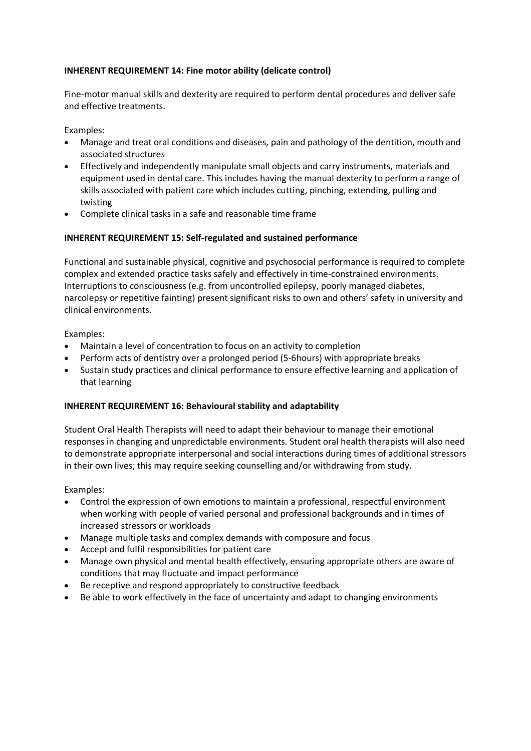**INHERENT REQUIREMENT 14: Fine motor ability (delicate control)**

Fine-motor manual skills and dexterity are required to perform dental procedures and deliver safe and effective treatments.

Examples:

- Manage and treat oral conditions and diseases, pain and pathology of the dentition, mouth and associated structures
- Effectively and independently manipulate small objects and carry instruments, materials and equipment used in dental care. This includes having the manual dexterity to perform a range of skills associated with patient care which includes cutting, pinching, extending, pulling and twisting
- Complete clinical tasks in a safe and reasonable time frame

**INHERENT REQUIREMENT 15: Self-regulated and sustained performance**

Functional and sustainable physical, cognitive and psychosocial performance is required to complete complex and extended practice tasks safely and effectively in time-constrained environments. Interruptions to consciousness (e.g. from uncontrolled epilepsy, poorly managed diabetes, narcolepsy or repetitive fainting) present significant risks to own and others' safety in university and clinical environments.

Examples:

- Maintain a level of concentration to focus on an activity to completion
- Perform acts of dentistry over a prolonged period (5-6hours) with appropriate breaks
- Sustain study practices and clinical performance to ensure effective learning and application of that learning

**INHERENT REQUIREMENT 16: Behavioural stability and adaptability**

Student Oral Health Therapists will need to adapt their behaviour to manage their emotional responses in changing and unpredictable environments. Student oral health therapists will also need to demonstrate appropriate interpersonal and social interactions during times of additional stressors in their own lives; this may require seeking counselling and/or withdrawing from study.

Examples:

- Control the expression of own emotions to maintain a professional, respectful environment when working with people of varied personal and professional backgrounds and in times of increased stressors or workloads
- Manage multiple tasks and complex demands with composure and focus
- Accept and fulfil responsibilities for patient care
- Manage own physical and mental health effectively, ensuring appropriate others are aware of conditions that may fluctuate and impact performance
- Be receptive and respond appropriately to constructive feedback
- Be able to work effectively in the face of uncertainty and adapt to changing environments